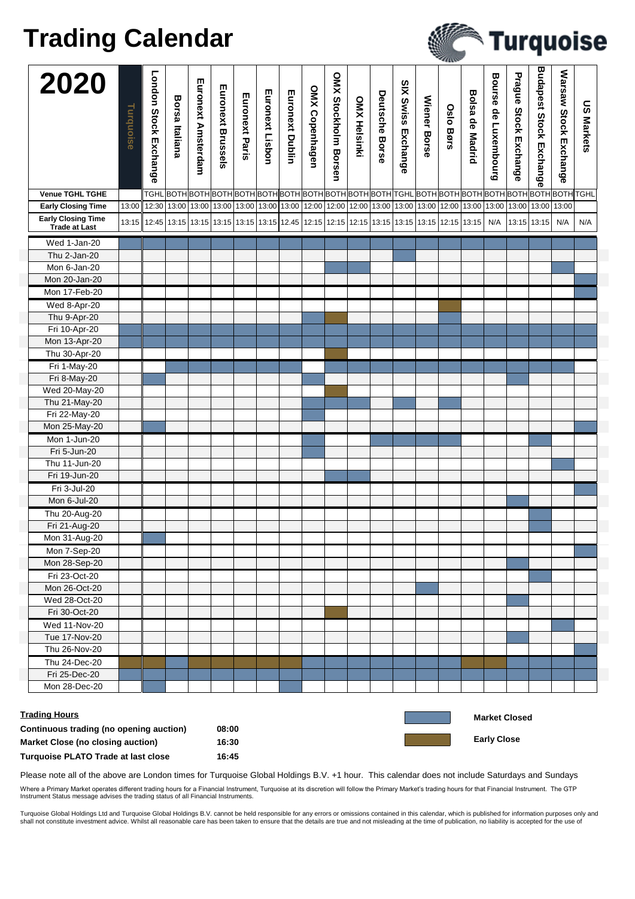# Trading Calendar

**Turquoise**

| 2020 | Turquoise | London Stock Exchange | Borsa Italiana | Euronext Amsterdam | Euronext Brussels | Euronext Paris | Euronext Lisbon | Euronext Dublin | OMX Copenhagen | OMX Stockholm Borsen | OMX Helsinki | Deutsche Borse | SIX Swiss Exchange | Wiener Borse | Oslo Børs | Bolsa de Madrid | Bourse de Luxembourg | Prague Stock Exchange | Budapest Stock Exchange | Warsaw Stock Exchange | US Markets |
|---|---|---|---|---|---|---|---|---|---|---|---|---|---|---|---|---|---|---|---|---|---|
| **Venue TGHL TGHE** | | TGHL | BOTH | BOTH | BOTH | BOTH | BOTH | BOTH | BOTH | BOTH | BOTH | BOTH | TGHL | BOTH | BOTH | BOTH | BOTH | BOTH | BOTH | BOTH | TGHL |
| **Early Closing Time** | 13:00 | 12:30 | 13:00 | 13:00 | 13:00 | 13:00 | 13:00 | 13:00 | 12:00 | 12:00 | 12:00 | 13:00 | 13:00 | 13:00 | 12:00 | 13:00 | 13:00 | 13:00 | 13:00 | 13:00 | |
| **Early Closing Time Trade at Last** | 13:15 | 12:45 | 13:15 | 13:15 | 13:15 | 13:15 | 13:15 | 12.45 | 12:15 | 12:15 | 12:15 | 13:15 | 13:15 | 13:15 | 12:15 | 13:15 | N/A | 13:15 | 13:15 | N/A | N/A |
| Wed 1-Jan-20 | Closed | Closed | Closed | Closed | Closed | Closed | Closed | Closed | Closed | Closed | Closed | Closed | Closed | Closed | Closed | Closed | Closed | Closed | Closed | Closed | Closed |
| Thu 2-Jan-20 | | | | | | | | | | | | | Closed | | | | | | | | |
| Mon 6-Jan-20 | | | | | | | | | | Closed | Closed | | | | | | | | | Closed | |
| Mon 20-Jan-20 | | | | | | | | | | | | | | | | | | | | | Closed |
| Mon 17-Feb-20 | | | | | | | | | | | | | | | | | | | | | Closed |
| Wed 8-Apr-20 | | | | | | | | | | | | | | | Early Close | | | | | | |
| Thu 9-Apr-20 | | | | | | | | | Closed | Early Close | | | | | Closed | | | | | | |
| Fri 10-Apr-20 | Closed | Closed | Closed | Closed | Closed | Closed | Closed | Closed | Closed | Closed | Closed | Closed | Closed | Closed | Closed | Closed | Closed | Closed | Closed | Closed | Closed |
| Mon 13-Apr-20 | Closed | Closed | Closed | Closed | Closed | Closed | Closed | Closed | Closed | Closed | Closed | Closed | Closed | Closed | Closed | Closed | Closed | Closed | Closed | Closed | Closed |
| Thu 30-Apr-20 | | | | | | | | | | Early Close | | | | | | | | | | | |
| Fri 1-May-20 | | | Closed | Closed | Closed | Closed | Closed | Closed | | Closed | Closed | Closed | Closed | Closed | Closed | Closed | Closed | Closed | Closed | Closed | |
| Fri 8-May-20 | | Closed | | | | | | | Closed | | | | | | | | | Closed | | | |
| Wed 20-May-20 | | | | | | | | | | Early Close | | | | | | | | | | | |
| Thu 21-May-20 | | | | | | | | | Closed | Closed | Closed | | Closed | | Closed | | | | | | |
| Fri 22-May-20 | | | | | | | | | Closed | | | | | | | | | | | | |
| Mon 25-May-20 | | Closed | | | | | | | | | | | | | | | | | | | Closed |
| Mon 1-Jun-20 | | | | | | | | | Closed | | | Closed | Closed | Closed | Closed | | | | Closed | | |
| Fri 5-Jun-20 | | | | | | | | | Closed | | | | | | | | | | | | |
| Thu 11-Jun-20 | | | | | | | | | | | | | | | | | | | | Closed | |
| Fri 19-Jun-20 | | | | | | | | | | Closed | Closed | | | | | | | | | | |
| Fri 3-Jul-20 | | | | | | | | | | | | | | | | | | | | | Closed |
| Mon 6-Jul-20 | | | | | | | | | | | | | | | | | | Closed | | | |
| Thu 20-Aug-20 | | | | | | | | | | | | | | | | | | | Closed | | |
| Fri 21-Aug-20 | | | | | | | | | | | | | | | | | | | Closed | | |
| Mon 31-Aug-20 | | Closed | | | | | | | | | | | | | | | | | | | |
| Mon 7-Sep-20 | | | | | | | | | | | | | | | | | | | | | Closed |
| Mon 28-Sep-20 | | | | | | | | | | | | | | | | | | Closed | | | |
| Fri 23-Oct-20 | | | | | | | | | | | | | | | | | | | Closed | | |
| Mon 26-Oct-20 | | | | | | | | | | | | | | Closed | | | | | | | |
| Wed 28-Oct-20 | | | | | | | | | | | | | | | | | | Closed | | | |
| Fri 30-Oct-20 | | | | | | | | | | Early Close | | | | | | | | | | | |
| Wed 11-Nov-20 | | | | | | | | | | | | | | | | | | | | Closed | |
| Tue 17-Nov-20 | | | | | | | | | | | | | | | | | | Closed | | | |
| Thu 26-Nov-20 | | | | | | | | | | | | | | | | | | | | | Closed |
| Thu 24-Dec-20 | Early Close | Early Close | Closed | Early Close | Early Close | Early Close | Early Close | Early Close | Closed | Closed | Closed | Closed | Closed | Closed | Closed | Early Close | Early Close | Closed | Closed | Closed | Closed |
| Fri 25-Dec-20 | Closed | Closed | Closed | Closed | Closed | Closed | Closed | Closed | Closed | Closed | Closed | Closed | Closed | Closed | Closed | Closed | Closed | Closed | Closed | Closed | Closed |
| Mon 28-Dec-20 | | Closed | | | | | | Closed | | | | | | | | | | | | | |

Market Closed

Early Close

**Trading Hours**

| | |
|---|---|
| **Continuous trading (no opening auction)** | **08:00** |
| **Market Close (no closing auction)** | **16:30** |
| **Turquoise PLATO Trade at last close** | **16:45** |

Please note all of the above are London times for Turquoise Global Holdings B.V. +1 hour. This calendar does not include Saturdays and Sundays

Where a Primary Market operates different trading hours for a Financial Instrument, Turquoise at its discretion will follow the Primary Market's trading hours for that Financial Instrument. The GTP Instrument Status message advises the trading status of all Financial Instruments.

Turquoise Global Holdings Ltd and Turquoise Global Holdings B.V. cannot be held responsible for any errors or omissions contained in this calendar, which is published for information purposes only and shall not constitute investment advice. Whilst all reasonable care has been taken to ensure that the details are true and not misleading at the time of publication, no liability is accepted for the use of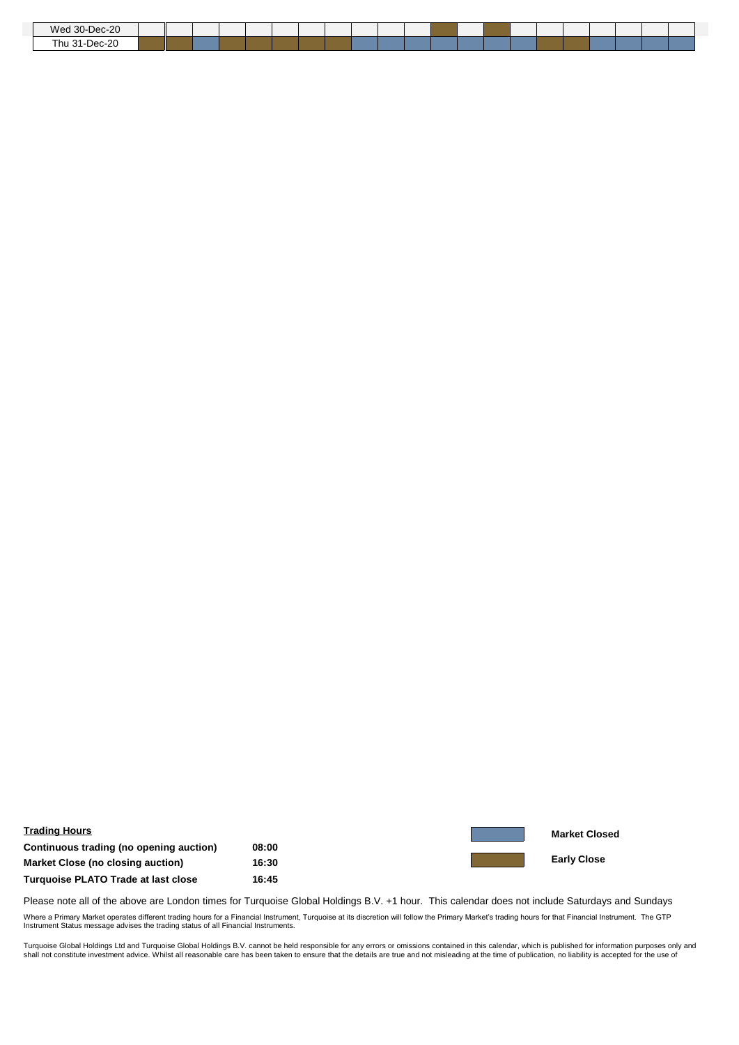| | | | | | | | | | | | | | | | | | | | | | |
|---|---|---|---|---|---|---|---|---|---|---|---|---|---|---|---|---|---|---|---|---|---|
| Wed 30-Dec-20 | | | | | | | | | | | | | | | | | | | | | |
| Thu 31-Dec-20 | | | | | | | | | | | | | | | | | | | | | |

**Trading Hours**

| | |
|---|---|
| **Continuous trading (no opening auction)** | **08:00** |
| **Market Close (no closing auction)** | **16:30** |
| **Turquoise PLATO Trade at last close** | **16:45** |

**Market Closed**

**Early Close**

Please note all of the above are London times for Turquoise Global Holdings B.V. +1 hour. This calendar does not include Saturdays and Sundays

Where a Primary Market operates different trading hours for a Financial Instrument, Turquoise at its discretion will follow the Primary Market's trading hours for that Financial Instrument. The GTP Instrument Status message advises the trading status of all Financial Instruments.

Turquoise Global Holdings Ltd and Turquoise Global Holdings B.V. cannot be held responsible for any errors or omissions contained in this calendar, which is published for information purposes only and shall not constitute investment advice. Whilst all reasonable care has been taken to ensure that the details are true and not misleading at the time of publication, no liability is accepted for the use of